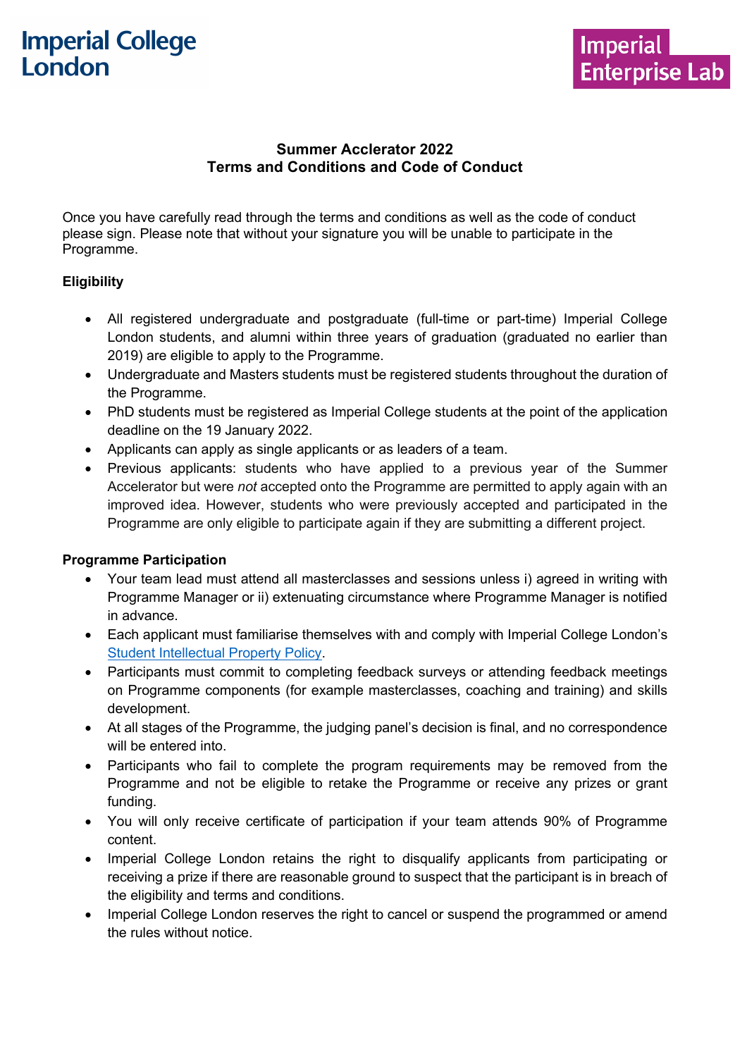Imperial College London

Imperial Enterprise Lab

# Summer Acclerator 2022
## Terms and Conditions and Code of Conduct

Once you have carefully read through the terms and conditions as well as the code of conduct please sign. Please note that without your signature you will be unable to participate in the Programme.

### Eligibility

- All registered undergraduate and postgraduate (full-time or part-time) Imperial College London students, and alumni within three years of graduation (graduated no earlier than 2019) are eligible to apply to the Programme.
- Undergraduate and Masters students must be registered students throughout the duration of the Programme.
- PhD students must be registered as Imperial College students at the point of the application deadline on the 19 January 2022.
- Applicants can apply as single applicants or as leaders of a team.
- Previous applicants: students who have applied to a previous year of the Summer Accelerator but were *not* accepted onto the Programme are permitted to apply again with an improved idea. However, students who were previously accepted and participated in the Programme are only eligible to participate again if they are submitting a different project.

### Programme Participation

- Your team lead must attend all masterclasses and sessions unless i) agreed in writing with Programme Manager or ii) extenuating circumstance where Programme Manager is notified in advance.
- Each applicant must familiarise themselves with and comply with Imperial College London's Student Intellectual Property Policy.
- Participants must commit to completing feedback surveys or attending feedback meetings on Programme components (for example masterclasses, coaching and training) and skills development.
- At all stages of the Programme, the judging panel's decision is final, and no correspondence will be entered into.
- Participants who fail to complete the program requirements may be removed from the Programme and not be eligible to retake the Programme or receive any prizes or grant funding.
- You will only receive certificate of participation if your team attends 90% of Programme content.
- Imperial College London retains the right to disqualify applicants from participating or receiving a prize if there are reasonable ground to suspect that the participant is in breach of the eligibility and terms and conditions.
- Imperial College London reserves the right to cancel or suspend the programmed or amend the rules without notice.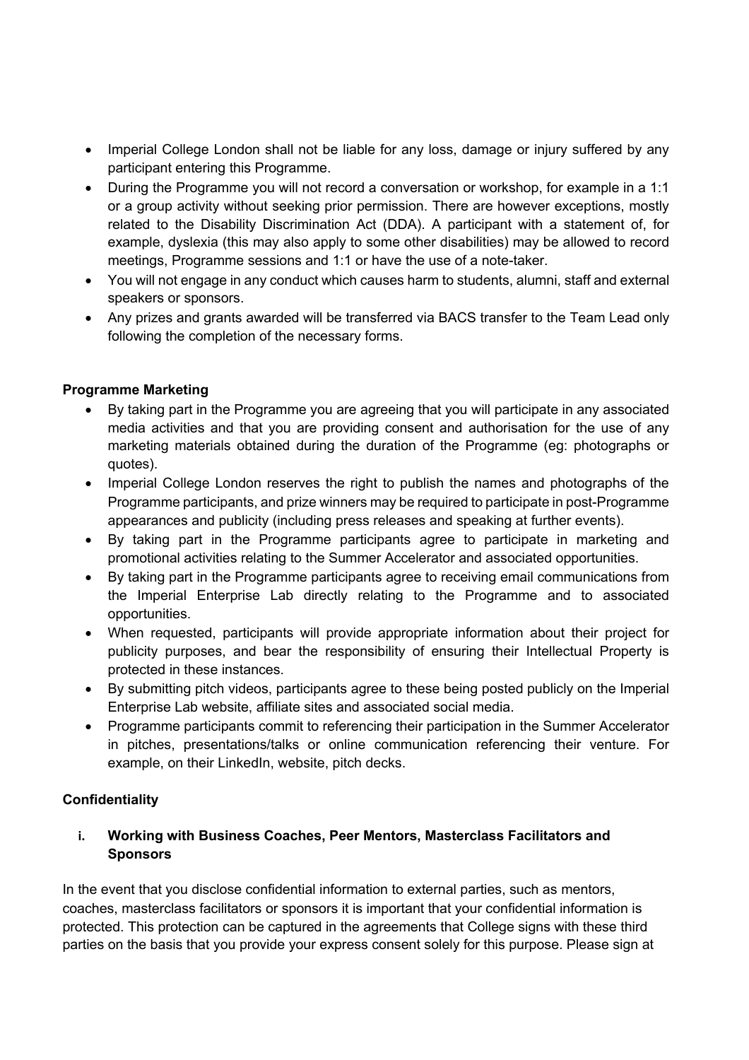- Imperial College London shall not be liable for any loss, damage or injury suffered by any participant entering this Programme.
- During the Programme you will not record a conversation or workshop, for example in a 1:1 or a group activity without seeking prior permission. There are however exceptions, mostly related to the Disability Discrimination Act (DDA). A participant with a statement of, for example, dyslexia (this may also apply to some other disabilities) may be allowed to record meetings, Programme sessions and 1:1 or have the use of a note-taker.
- You will not engage in any conduct which causes harm to students, alumni, staff and external speakers or sponsors.
- Any prizes and grants awarded will be transferred via BACS transfer to the Team Lead only following the completion of the necessary forms.

**Programme Marketing**

- By taking part in the Programme you are agreeing that you will participate in any associated media activities and that you are providing consent and authorisation for the use of any marketing materials obtained during the duration of the Programme (eg: photographs or quotes).
- Imperial College London reserves the right to publish the names and photographs of the Programme participants, and prize winners may be required to participate in post-Programme appearances and publicity (including press releases and speaking at further events).
- By taking part in the Programme participants agree to participate in marketing and promotional activities relating to the Summer Accelerator and associated opportunities.
- By taking part in the Programme participants agree to receiving email communications from the Imperial Enterprise Lab directly relating to the Programme and to associated opportunities.
- When requested, participants will provide appropriate information about their project for publicity purposes, and bear the responsibility of ensuring their Intellectual Property is protected in these instances.
- By submitting pitch videos, participants agree to these being posted publicly on the Imperial Enterprise Lab website, affiliate sites and associated social media.
- Programme participants commit to referencing their participation in the Summer Accelerator in pitches, presentations/talks or online communication referencing their venture. For example, on their LinkedIn, website, pitch decks.

**Confidentiality**

**i. Working with Business Coaches, Peer Mentors, Masterclass Facilitators and Sponsors**

In the event that you disclose confidential information to external parties, such as mentors, coaches, masterclass facilitators or sponsors it is important that your confidential information is protected. This protection can be captured in the agreements that College signs with these third parties on the basis that you provide your express consent solely for this purpose. Please sign at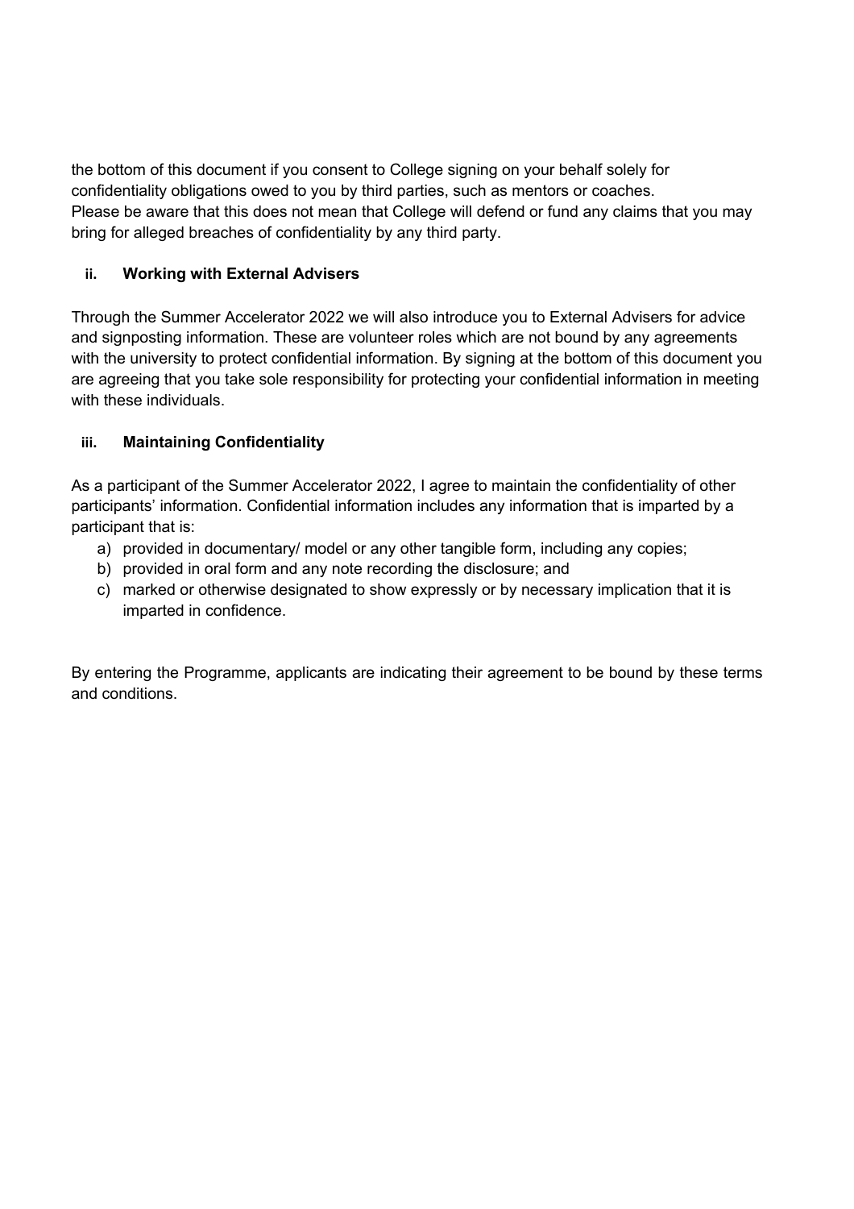the bottom of this document if you consent to College signing on your behalf solely for confidentiality obligations owed to you by third parties, such as mentors or coaches.
Please be aware that this does not mean that College will defend or fund any claims that you may bring for alleged breaches of confidentiality by any third party.

### ii. Working with External Advisers

Through the Summer Accelerator 2022 we will also introduce you to External Advisers for advice and signposting information. These are volunteer roles which are not bound by any agreements with the university to protect confidential information. By signing at the bottom of this document you are agreeing that you take sole responsibility for protecting your confidential information in meeting with these individuals.

### iii. Maintaining Confidentiality

As a participant of the Summer Accelerator 2022, I agree to maintain the confidentiality of other participants' information. Confidential information includes any information that is imparted by a participant that is:

a) provided in documentary/ model or any other tangible form, including any copies;
b) provided in oral form and any note recording the disclosure; and
c) marked or otherwise designated to show expressly or by necessary implication that it is imparted in confidence.

By entering the Programme, applicants are indicating their agreement to be bound by these terms and conditions.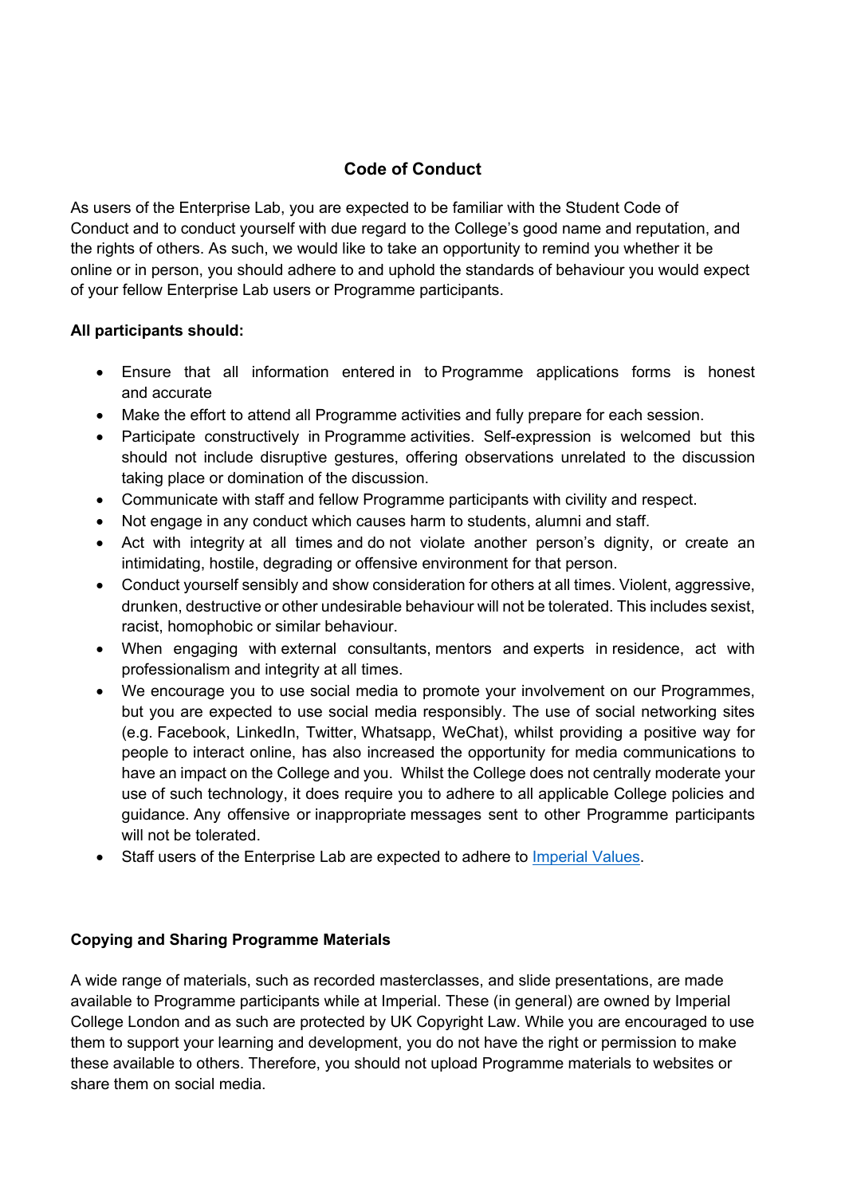## Code of Conduct

As users of the Enterprise Lab, you are expected to be familiar with the Student Code of Conduct and to conduct yourself with due regard to the College's good name and reputation, and the rights of others. As such, we would like to take an opportunity to remind you whether it be online or in person, you should adhere to and uphold the standards of behaviour you would expect of your fellow Enterprise Lab users or Programme participants.

**All participants should:**

- Ensure that all information entered in to Programme applications forms is honest and accurate
- Make the effort to attend all Programme activities and fully prepare for each session.
- Participate constructively in Programme activities. Self-expression is welcomed but this should not include disruptive gestures, offering observations unrelated to the discussion taking place or domination of the discussion.
- Communicate with staff and fellow Programme participants with civility and respect.
- Not engage in any conduct which causes harm to students, alumni and staff.
- Act with integrity at all times and do not violate another person's dignity, or create an intimidating, hostile, degrading or offensive environment for that person.
- Conduct yourself sensibly and show consideration for others at all times. Violent, aggressive, drunken, destructive or other undesirable behaviour will not be tolerated. This includes sexist, racist, homophobic or similar behaviour.
- When engaging with external consultants, mentors and experts in residence, act with professionalism and integrity at all times.
- We encourage you to use social media to promote your involvement on our Programmes, but you are expected to use social media responsibly. The use of social networking sites (e.g. Facebook, LinkedIn, Twitter, Whatsapp, WeChat), whilst providing a positive way for people to interact online, has also increased the opportunity for media communications to have an impact on the College and you. Whilst the College does not centrally moderate your use of such technology, it does require you to adhere to all applicable College policies and guidance. Any offensive or inappropriate messages sent to other Programme participants will not be tolerated.
- Staff users of the Enterprise Lab are expected to adhere to Imperial Values.

**Copying and Sharing Programme Materials**

A wide range of materials, such as recorded masterclasses, and slide presentations, are made available to Programme participants while at Imperial. These (in general) are owned by Imperial College London and as such are protected by UK Copyright Law. While you are encouraged to use them to support your learning and development, you do not have the right or permission to make these available to others. Therefore, you should not upload Programme materials to websites or share them on social media.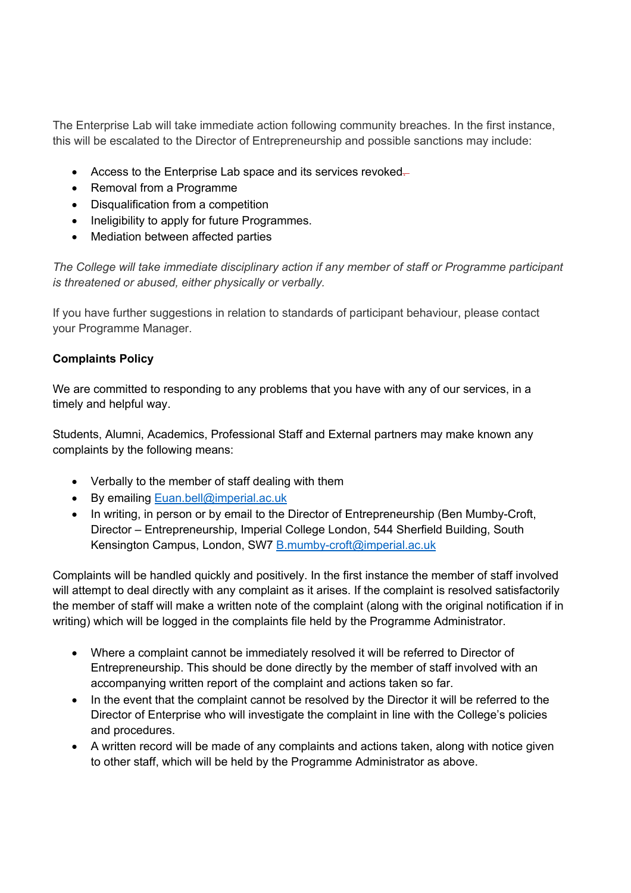The Enterprise Lab will take immediate action following community breaches. In the first instance, this will be escalated to the Director of Entrepreneurship and possible sanctions may include:

- Access to the Enterprise Lab space and its services revoked.
- Removal from a Programme
- Disqualification from a competition
- Ineligibility to apply for future Programmes.
- Mediation between affected parties

*The College will take immediate disciplinary action if any member of staff or Programme participant is threatened or abused, either physically or verbally.*

If you have further suggestions in relation to standards of participant behaviour, please contact your Programme Manager.

**Complaints Policy**

We are committed to responding to any problems that you have with any of our services, in a timely and helpful way.

Students, Alumni, Academics, Professional Staff and External partners may make known any complaints by the following means:

- Verbally to the member of staff dealing with them
- By emailing [Euan.bell@imperial.ac.uk](mailto:Euan.bell@imperial.ac.uk)
- In writing, in person or by email to the Director of Entrepreneurship (Ben Mumby-Croft, Director – Entrepreneurship, Imperial College London, 544 Sherfield Building, South Kensington Campus, London, SW7 [B.mumby-croft@imperial.ac.uk](mailto:B.mumby-croft@imperial.ac.uk)

Complaints will be handled quickly and positively. In the first instance the member of staff involved will attempt to deal directly with any complaint as it arises. If the complaint is resolved satisfactorily the member of staff will make a written note of the complaint (along with the original notification if in writing) which will be logged in the complaints file held by the Programme Administrator.

- Where a complaint cannot be immediately resolved it will be referred to Director of Entrepreneurship. This should be done directly by the member of staff involved with an accompanying written report of the complaint and actions taken so far.
- In the event that the complaint cannot be resolved by the Director it will be referred to the Director of Enterprise who will investigate the complaint in line with the College's policies and procedures.
- A written record will be made of any complaints and actions taken, along with notice given to other staff, which will be held by the Programme Administrator as above.